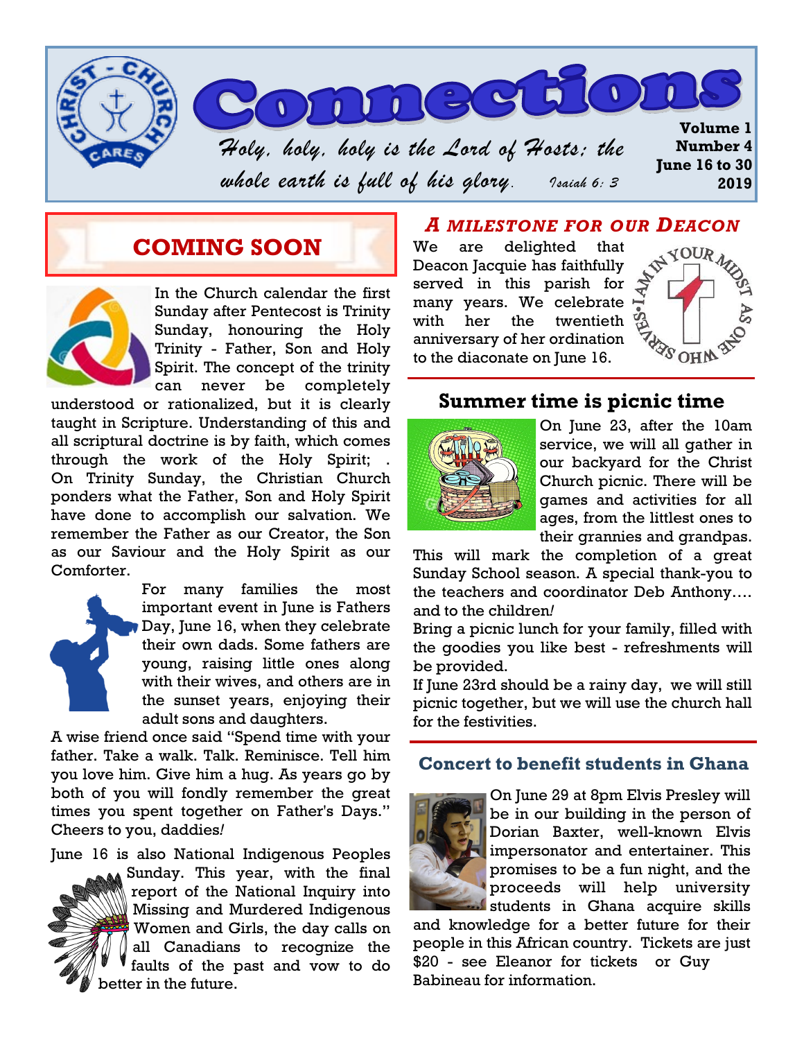# Connections

*Holy, holy, holy is the Lord of Hosts: the whole earth is full of his glory.* *Isaiah 6: 3*

**Volume 1**
**Number 4**
**June 16 to 30**
**2019**

## COMING SOON

In the Church calendar the first Sunday after Pentecost is Trinity Sunday, honouring the Holy Trinity - Father, Son and Holy Spirit. The concept of the trinity can never be completely understood or rationalized, but it is clearly taught in Scripture. Understanding of this and all scriptural doctrine is by faith, which comes through the work of the Holy Spirit; . On Trinity Sunday, the Christian Church ponders what the Father, Son and Holy Spirit have done to accomplish our salvation. We remember the Father as our Creator, the Son as our Saviour and the Holy Spirit as our Comforter.

For many families the most important event in June is Fathers Day, June 16, when they celebrate their own dads. Some fathers are young, raising little ones along with their wives, and others are in the sunset years, enjoying their adult sons and daughters.

A wise friend once said "Spend time with your father. Take a walk. Talk. Reminisce. Tell him you love him. Give him a hug. As years go by both of you will fondly remember the great times you spent together on Father's Days." Cheers to you, daddies!

June 16 is also National Indigenous Peoples Sunday. This year, with the final report of the National Inquiry into Missing and Murdered Indigenous Women and Girls, the day calls on all Canadians to recognize the faults of the past and vow to do better in the future.

## *A MILESTONE FOR OUR DEACON*

We are delighted that Deacon Jacquie has faithfully served in this parish for many years. We celebrate with her the twentieth anniversary of her ordination to the diaconate on June 16.

## Summer time is picnic time

On June 23, after the 10am service, we will all gather in our backyard for the Christ Church picnic. There will be games and activities for all ages, from the littlest ones to their grannies and grandpas. This will mark the completion of a great Sunday School season. A special thank-you to the teachers and coordinator Deb Anthony…. and to the children!

Bring a picnic lunch for your family, filled with the goodies you like best - refreshments will be provided.

If June 23rd should be a rainy day, we will still picnic together, but we will use the church hall for the festivities.

## Concert to benefit students in Ghana

On June 29 at 8pm Elvis Presley will be in our building in the person of Dorian Baxter, well-known Elvis impersonator and entertainer. This promises to be a fun night, and the proceeds will help university students in Ghana acquire skills and knowledge for a better future for their people in this African country. Tickets are just $20 - see Eleanor for tickets or Guy Babineau for information.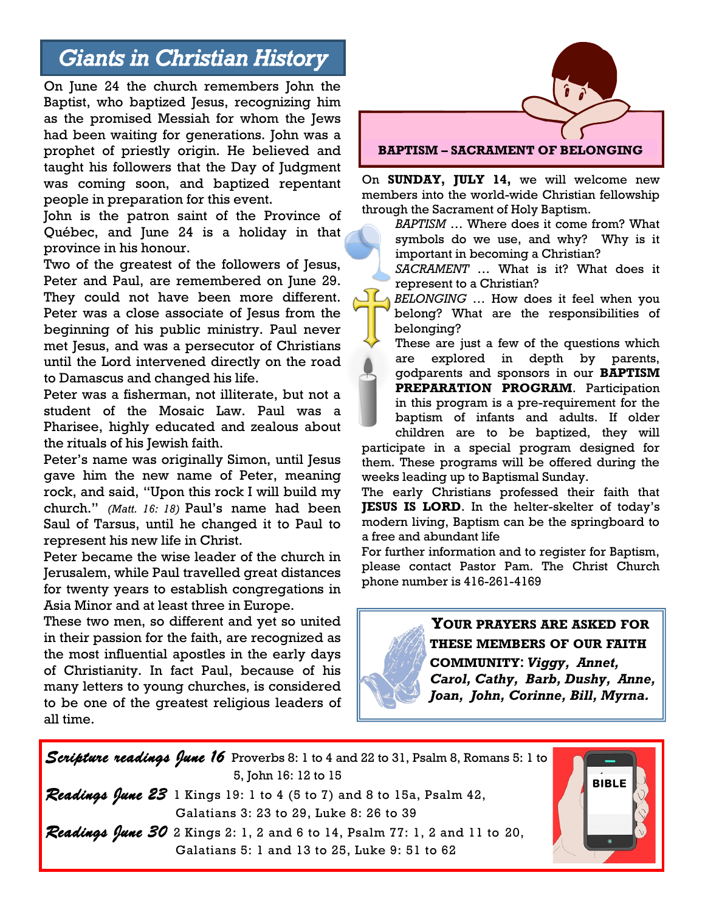## Giants in Christian History

On June 24 the church remembers John the Baptist, who baptized Jesus, recognizing him as the promised Messiah for whom the Jews had been waiting for generations. John was a prophet of priestly origin. He believed and taught his followers that the Day of Judgment was coming soon, and baptized repentant people in preparation for this event.

John is the patron saint of the Province of Québec, and June 24 is a holiday in that province in his honour.

Two of the greatest of the followers of Jesus, Peter and Paul, are remembered on June 29. They could not have been more different. Peter was a close associate of Jesus from the beginning of his public ministry. Paul never met Jesus, and was a persecutor of Christians until the Lord intervened directly on the road to Damascus and changed his life.

Peter was a fisherman, not illiterate, but not a student of the Mosaic Law. Paul was a Pharisee, highly educated and zealous about the rituals of his Jewish faith.

Peter's name was originally Simon, until Jesus gave him the new name of Peter, meaning rock, and said, "Upon this rock I will build my church." *(Matt. 16: 18)* Paul's name had been Saul of Tarsus, until he changed it to Paul to represent his new life in Christ.

Peter became the wise leader of the church in Jerusalem, while Paul travelled great distances for twenty years to establish congregations in Asia Minor and at least three in Europe.

These two men, so different and yet so united in their passion for the faith, are recognized as the most influential apostles in the early days of Christianity. In fact Paul, because of his many letters to young churches, is considered to be one of the greatest religious leaders of all time.

### BAPTISM – SACRAMENT OF BELONGING

On **SUNDAY, JULY 14,** we will welcome new members into the world-wide Christian fellowship through the Sacrament of Holy Baptism.

*BAPTISM* … Where does it come from? What symbols do we use, and why? Why is it important in becoming a Christian?

*SACRAMENT* … What is it? What does it represent to a Christian?

*BELONGING* … How does it feel when you belong? What are the responsibilities of belonging?

These are just a few of the questions which are explored in depth by parents, godparents and sponsors in our **BAPTISM PREPARATION PROGRAM**. Participation in this program is a pre-requirement for the baptism of infants and adults. If older children are to be baptized, they will participate in a special program designed for them. These programs will be offered during the weeks leading up to Baptismal Sunday.

The early Christians professed their faith that **JESUS IS LORD**. In the helter-skelter of today's modern living, Baptism can be the springboard to a free and abundant life

For further information and to register for Baptism, please contact Pastor Pam. The Christ Church phone number is 416-261-4169

**YOUR PRAYERS ARE ASKED FOR THESE MEMBERS OF OUR FAITH COMMUNITY:** ***Viggy, Annet, Carol, Cathy, Barb, Dushy, Anne, Joan, John, Corinne, Bill, Myrna.***

***Scripture readings June 16*** Proverbs 8: 1 to 4 and 22 to 31, Psalm 8, Romans 5: 1 to 5, John 16: 12 to 15

***Readings June 23*** 1 Kings 19: 1 to 4 (5 to 7) and 8 to 15a, Psalm 42, Galatians 3: 23 to 29, Luke 8: 26 to 39

***Readings June 30*** 2 Kings 2: 1, 2 and 6 to 14, Psalm 77: 1, 2 and 11 to 20, Galatians 5: 1 and 13 to 25, Luke 9: 51 to 62